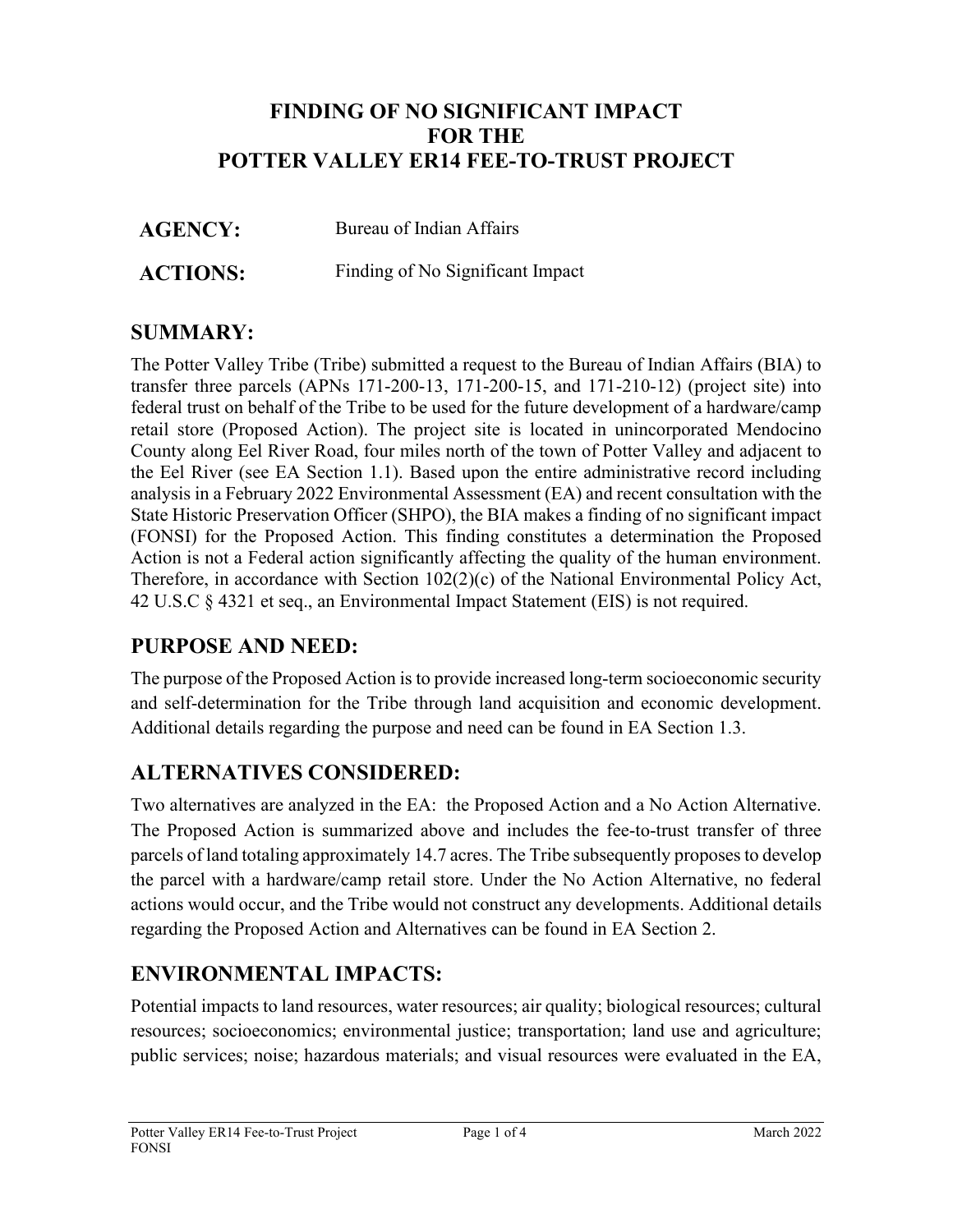# FINDING OF NO SIGNIFICANT IMPACT
# FOR THE
# POTTER VALLEY ER14 FEE-TO-TRUST PROJECT

**AGENCY:** Bureau of Indian Affairs

**ACTIONS:** Finding of No Significant Impact

## SUMMARY:

The Potter Valley Tribe (Tribe) submitted a request to the Bureau of Indian Affairs (BIA) to transfer three parcels (APNs 171-200-13, 171-200-15, and 171-210-12) (project site) into federal trust on behalf of the Tribe to be used for the future development of a hardware/camp retail store (Proposed Action). The project site is located in unincorporated Mendocino County along Eel River Road, four miles north of the town of Potter Valley and adjacent to the Eel River (see EA Section 1.1). Based upon the entire administrative record including analysis in a February 2022 Environmental Assessment (EA) and recent consultation with the State Historic Preservation Officer (SHPO), the BIA makes a finding of no significant impact (FONSI) for the Proposed Action. This finding constitutes a determination the Proposed Action is not a Federal action significantly affecting the quality of the human environment. Therefore, in accordance with Section 102(2)(c) of the National Environmental Policy Act, 42 U.S.C § 4321 et seq., an Environmental Impact Statement (EIS) is not required.

## PURPOSE AND NEED:

The purpose of the Proposed Action is to provide increased long-term socioeconomic security and self-determination for the Tribe through land acquisition and economic development. Additional details regarding the purpose and need can be found in EA Section 1.3.

## ALTERNATIVES CONSIDERED:

Two alternatives are analyzed in the EA: the Proposed Action and a No Action Alternative. The Proposed Action is summarized above and includes the fee-to-trust transfer of three parcels of land totaling approximately 14.7 acres. The Tribe subsequently proposes to develop the parcel with a hardware/camp retail store. Under the No Action Alternative, no federal actions would occur, and the Tribe would not construct any developments. Additional details regarding the Proposed Action and Alternatives can be found in EA Section 2.

## ENVIRONMENTAL IMPACTS:

Potential impacts to land resources, water resources; air quality; biological resources; cultural resources; socioeconomics; environmental justice; transportation; land use and agriculture; public services; noise; hazardous materials; and visual resources were evaluated in the EA,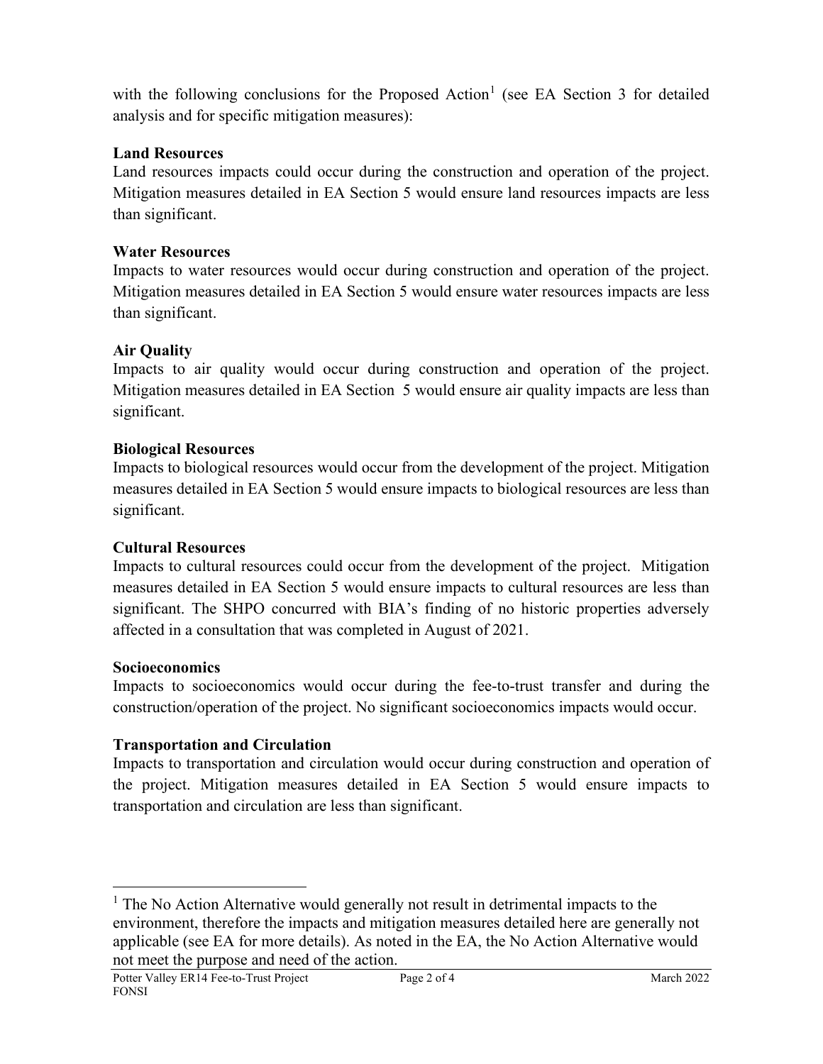with the following conclusions for the Proposed Action[1] (see EA Section 3 for detailed analysis and for specific mitigation measures):

**Land Resources**
Land resources impacts could occur during the construction and operation of the project. Mitigation measures detailed in EA Section 5 would ensure land resources impacts are less than significant.

**Water Resources**
Impacts to water resources would occur during construction and operation of the project. Mitigation measures detailed in EA Section 5 would ensure water resources impacts are less than significant.

**Air Quality**
Impacts to air quality would occur during construction and operation of the project. Mitigation measures detailed in EA Section 5 would ensure air quality impacts are less than significant.

**Biological Resources**
Impacts to biological resources would occur from the development of the project. Mitigation measures detailed in EA Section 5 would ensure impacts to biological resources are less than significant.

**Cultural Resources**
Impacts to cultural resources could occur from the development of the project. Mitigation measures detailed in EA Section 5 would ensure impacts to cultural resources are less than significant. The SHPO concurred with BIA's finding of no historic properties adversely affected in a consultation that was completed in August of 2021.

**Socioeconomics**
Impacts to socioeconomics would occur during the fee-to-trust transfer and during the construction/operation of the project. No significant socioeconomics impacts would occur.

**Transportation and Circulation**
Impacts to transportation and circulation would occur during construction and operation of the project. Mitigation measures detailed in EA Section 5 would ensure impacts to transportation and circulation are less than significant.

---

[1] The No Action Alternative would generally not result in detrimental impacts to the environment, therefore the impacts and mitigation measures detailed here are generally not applicable (see EA for more details). As noted in the EA, the No Action Alternative would not meet the purpose and need of the action.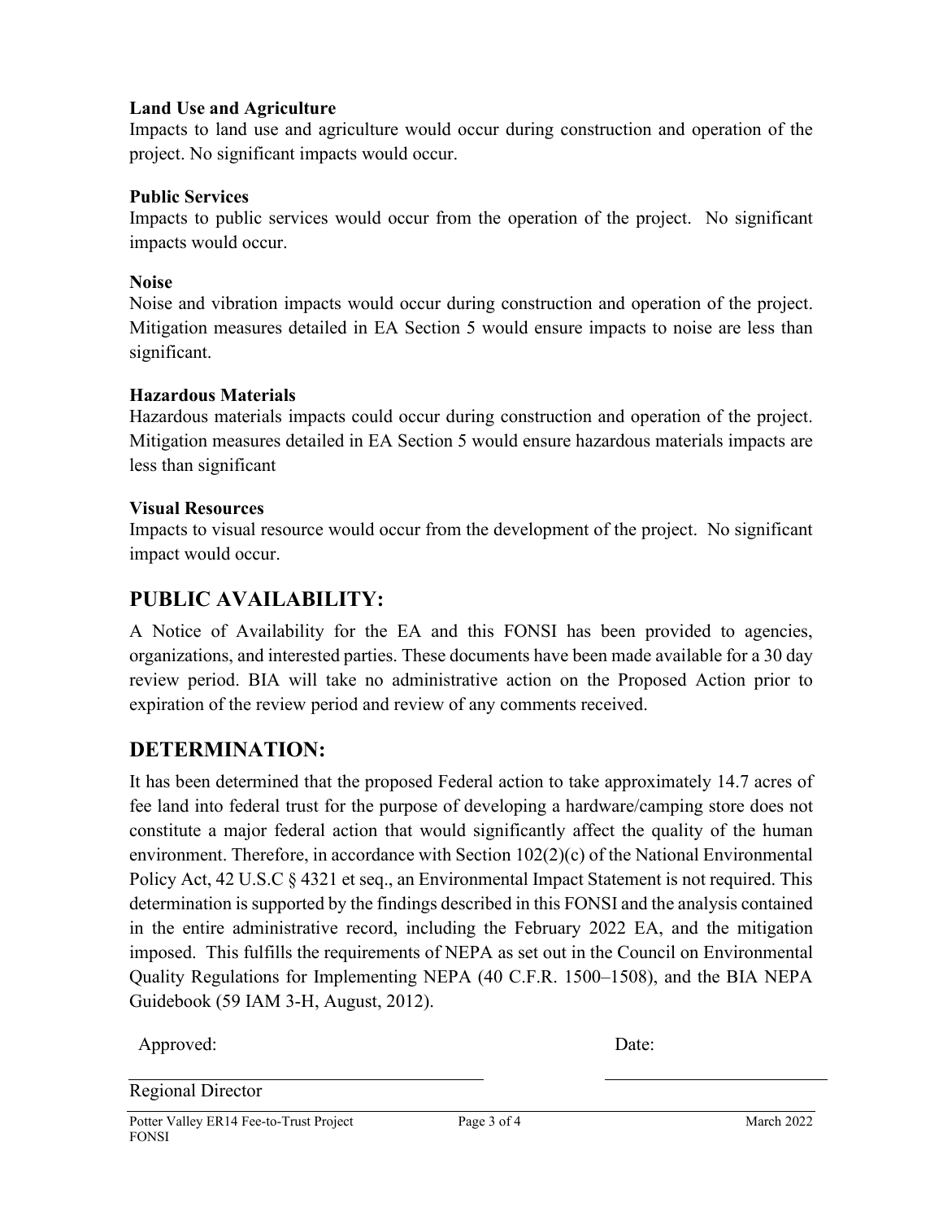**Land Use and Agriculture**
Impacts to land use and agriculture would occur during construction and operation of the project. No significant impacts would occur.

**Public Services**
Impacts to public services would occur from the operation of the project. No significant impacts would occur.

**Noise**
Noise and vibration impacts would occur during construction and operation of the project. Mitigation measures detailed in EA Section 5 would ensure impacts to noise are less than significant.

**Hazardous Materials**
Hazardous materials impacts could occur during construction and operation of the project. Mitigation measures detailed in EA Section 5 would ensure hazardous materials impacts are less than significant

**Visual Resources**
Impacts to visual resource would occur from the development of the project. No significant impact would occur.

## PUBLIC AVAILABILITY:

A Notice of Availability for the EA and this FONSI has been provided to agencies, organizations, and interested parties. These documents have been made available for a 30 day review period. BIA will take no administrative action on the Proposed Action prior to expiration of the review period and review of any comments received.

## DETERMINATION:

It has been determined that the proposed Federal action to take approximately 14.7 acres of fee land into federal trust for the purpose of developing a hardware/camping store does not constitute a major federal action that would significantly affect the quality of the human environment. Therefore, in accordance with Section 102(2)(c) of the National Environmental Policy Act, 42 U.S.C § 4321 et seq., an Environmental Impact Statement is not required. This determination is supported by the findings described in this FONSI and the analysis contained in the entire administrative record, including the February 2022 EA, and the mitigation imposed. This fulfills the requirements of NEPA as set out in the Council on Environmental Quality Regulations for Implementing NEPA (40 C.F.R. 1500–1508), and the BIA NEPA Guidebook (59 IAM 3-H, August, 2012).

Approved: ______________________________ Date: ______________________

Regional Director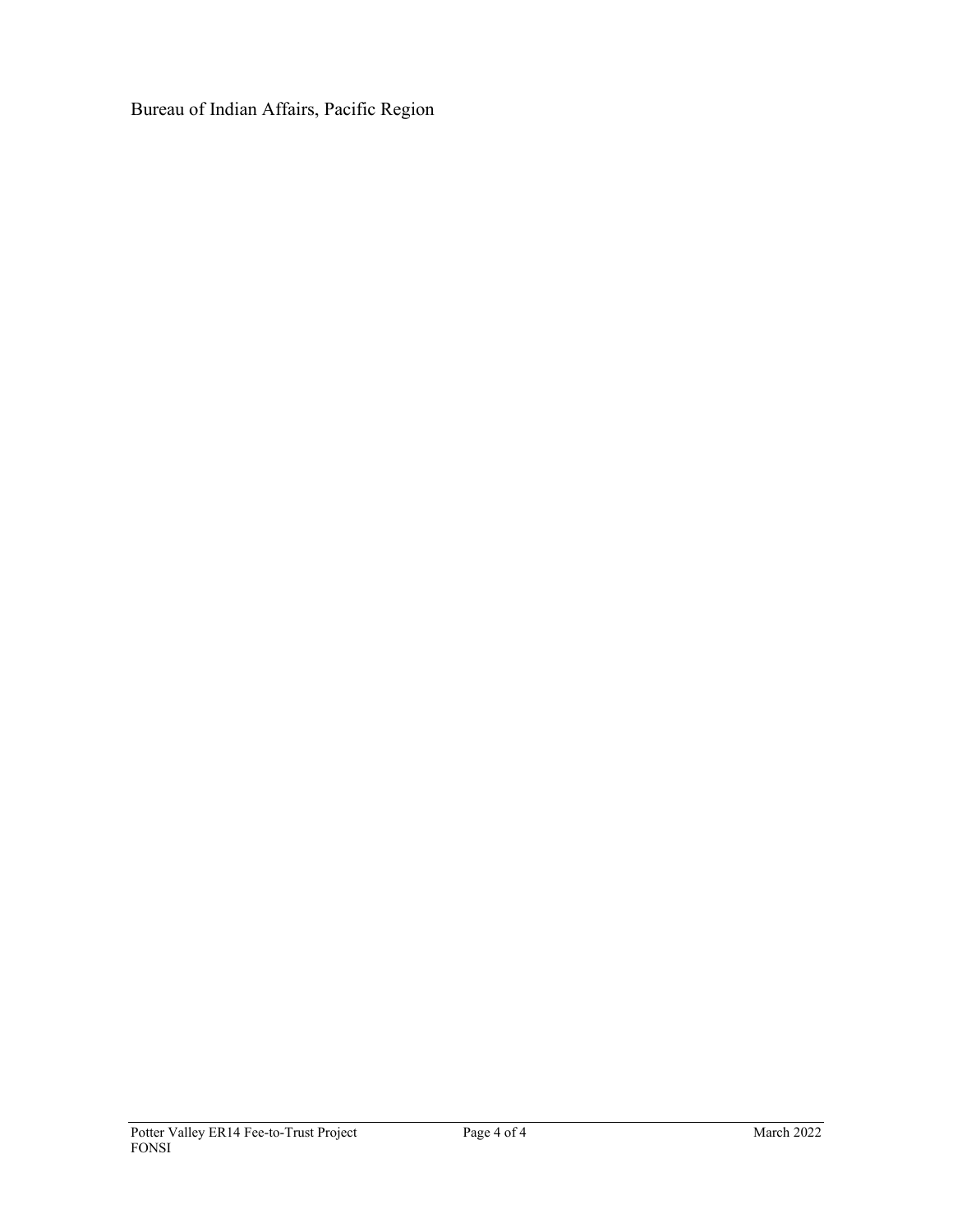Bureau of Indian Affairs, Pacific Region